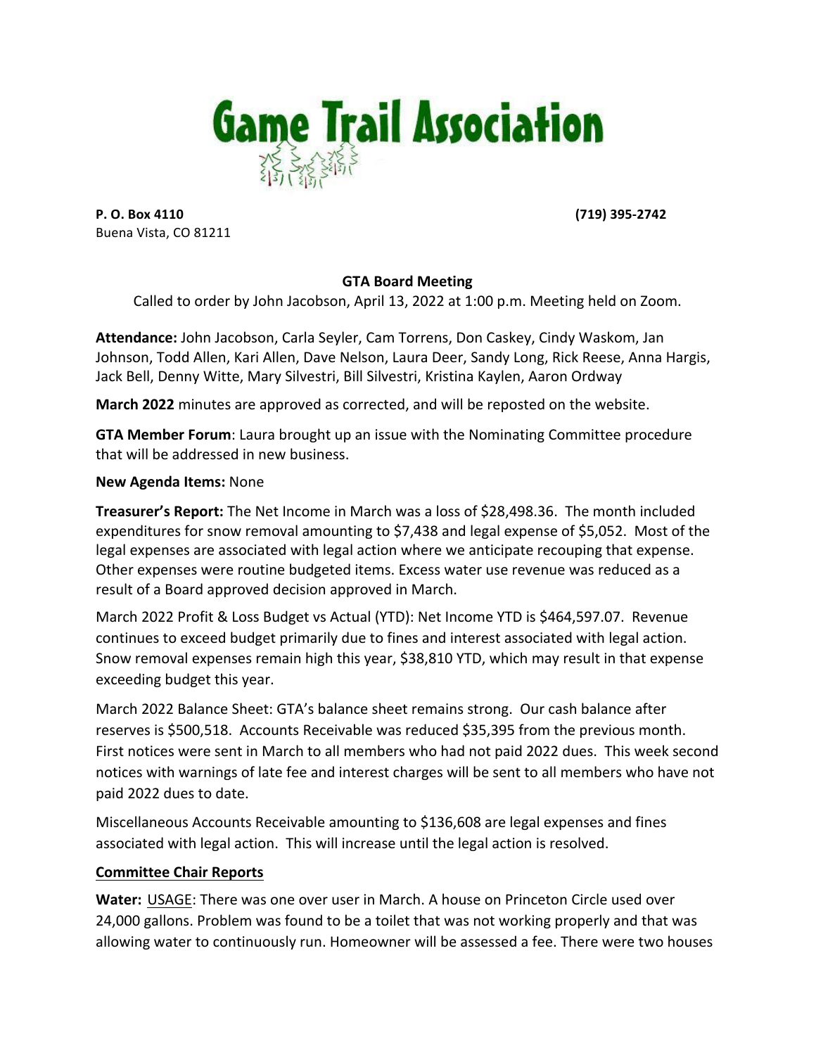# Game Trail Association

**P. O. Box 4110**
Buena Vista, CO 81211

**(719) 395-2742**

**GTA Board Meeting**

Called to order by John Jacobson, April 13, 2022 at 1:00 p.m. Meeting held on Zoom.

**Attendance:** John Jacobson, Carla Seyler, Cam Torrens, Don Caskey, Cindy Waskom, Jan Johnson, Todd Allen, Kari Allen, Dave Nelson, Laura Deer, Sandy Long, Rick Reese, Anna Hargis, Jack Bell, Denny Witte, Mary Silvestri, Bill Silvestri, Kristina Kaylen, Aaron Ordway

**March 2022** minutes are approved as corrected, and will be reposted on the website.

**GTA Member Forum**: Laura brought up an issue with the Nominating Committee procedure that will be addressed in new business.

**New Agenda Items:** None

**Treasurer's Report:** The Net Income in March was a loss of $28,498.36. The month included expenditures for snow removal amounting to $7,438 and legal expense of $5,052. Most of the legal expenses are associated with legal action where we anticipate recouping that expense. Other expenses were routine budgeted items. Excess water use revenue was reduced as a result of a Board approved decision approved in March.

March 2022 Profit & Loss Budget vs Actual (YTD): Net Income YTD is $464,597.07. Revenue continues to exceed budget primarily due to fines and interest associated with legal action. Snow removal expenses remain high this year, $38,810 YTD, which may result in that expense exceeding budget this year.

March 2022 Balance Sheet: GTA's balance sheet remains strong. Our cash balance after reserves is $500,518. Accounts Receivable was reduced $35,395 from the previous month. First notices were sent in March to all members who had not paid 2022 dues. This week second notices with warnings of late fee and interest charges will be sent to all members who have not paid 2022 dues to date.

Miscellaneous Accounts Receivable amounting to $136,608 are legal expenses and fines associated with legal action. This will increase until the legal action is resolved.

**Committee Chair Reports**

**Water:** USAGE: There was one over user in March. A house on Princeton Circle used over 24,000 gallons. Problem was found to be a toilet that was not working properly and that was allowing water to continuously run. Homeowner will be assessed a fee. There were two houses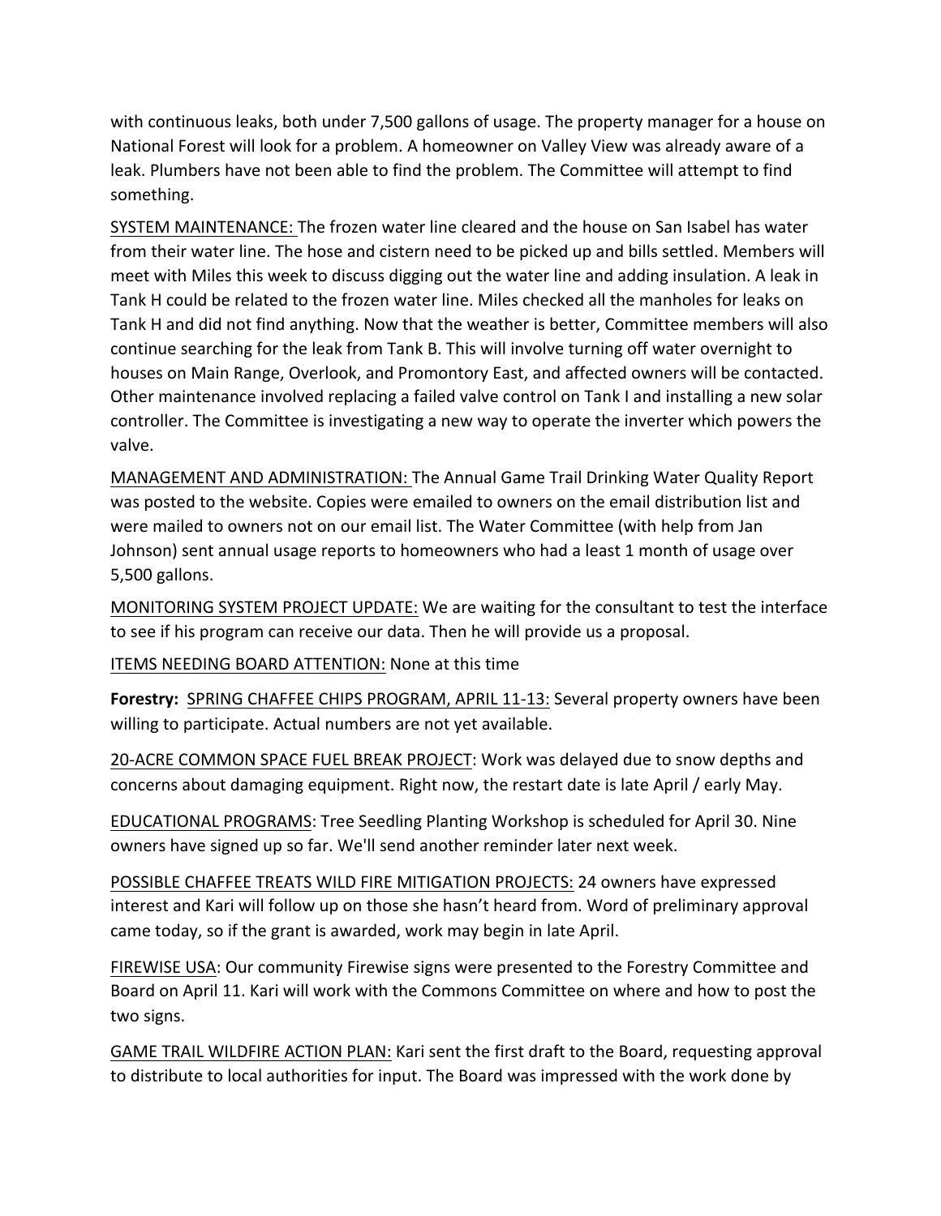with continuous leaks, both under 7,500 gallons of usage. The property manager for a house on National Forest will look for a problem. A homeowner on Valley View was already aware of a leak. Plumbers have not been able to find the problem. The Committee will attempt to find something.

<u>SYSTEM MAINTENANCE:</u> The frozen water line cleared and the house on San Isabel has water from their water line. The hose and cistern need to be picked up and bills settled. Members will meet with Miles this week to discuss digging out the water line and adding insulation. A leak in Tank H could be related to the frozen water line. Miles checked all the manholes for leaks on Tank H and did not find anything. Now that the weather is better, Committee members will also continue searching for the leak from Tank B. This will involve turning off water overnight to houses on Main Range, Overlook, and Promontory East, and affected owners will be contacted. Other maintenance involved replacing a failed valve control on Tank I and installing a new solar controller. The Committee is investigating a new way to operate the inverter which powers the valve.

<u>MANAGEMENT AND ADMINISTRATION:</u> The Annual Game Trail Drinking Water Quality Report was posted to the website. Copies were emailed to owners on the email distribution list and were mailed to owners not on our email list. The Water Committee (with help from Jan Johnson) sent annual usage reports to homeowners who had a least 1 month of usage over 5,500 gallons.

<u>MONITORING SYSTEM PROJECT UPDATE:</u> We are waiting for the consultant to test the interface to see if his program can receive our data. Then he will provide us a proposal.

<u>ITEMS NEEDING BOARD ATTENTION:</u> None at this time

**Forestry:** <u>SPRING CHAFFEE CHIPS PROGRAM, APRIL 11-13:</u> Several property owners have been willing to participate. Actual numbers are not yet available.

<u>20-ACRE COMMON SPACE FUEL BREAK PROJECT</u>: Work was delayed due to snow depths and concerns about damaging equipment. Right now, the restart date is late April / early May.

<u>EDUCATIONAL PROGRAMS</u>: Tree Seedling Planting Workshop is scheduled for April 30. Nine owners have signed up so far. We'll send another reminder later next week.

<u>POSSIBLE CHAFFEE TREATS WILD FIRE MITIGATION PROJECTS:</u> 24 owners have expressed interest and Kari will follow up on those she hasn't heard from. Word of preliminary approval came today, so if the grant is awarded, work may begin in late April.

<u>FIREWISE USA</u>: Our community Firewise signs were presented to the Forestry Committee and Board on April 11. Kari will work with the Commons Committee on where and how to post the two signs.

<u>GAME TRAIL WILDFIRE ACTION PLAN:</u> Kari sent the first draft to the Board, requesting approval to distribute to local authorities for input. The Board was impressed with the work done by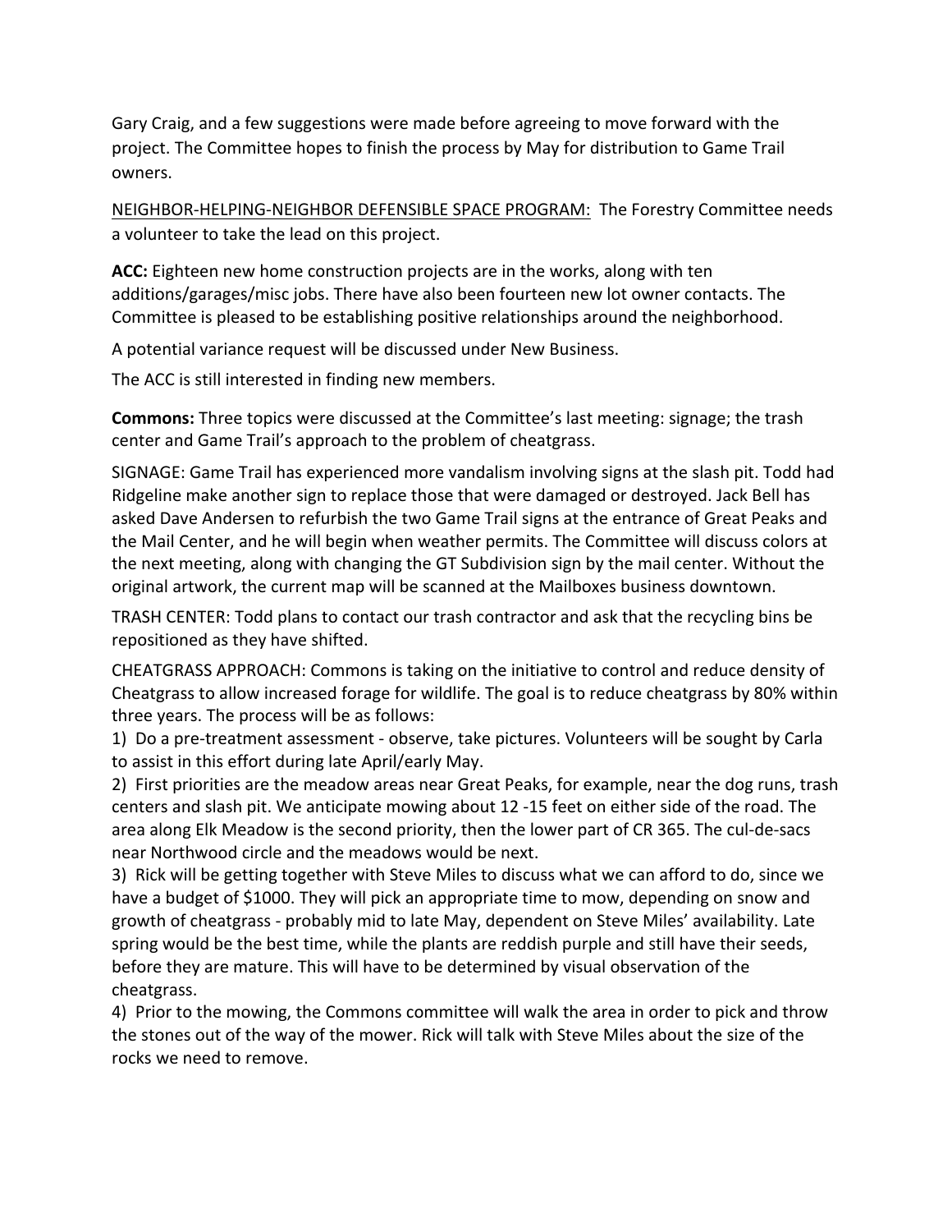Gary Craig, and a few suggestions were made before agreeing to move forward with the project. The Committee hopes to finish the process by May for distribution to Game Trail owners.

<u>NEIGHBOR-HELPING-NEIGHBOR DEFENSIBLE SPACE PROGRAM:</u> The Forestry Committee needs a volunteer to take the lead on this project.

**ACC:** Eighteen new home construction projects are in the works, along with ten additions/garages/misc jobs. There have also been fourteen new lot owner contacts. The Committee is pleased to be establishing positive relationships around the neighborhood.

A potential variance request will be discussed under New Business.

The ACC is still interested in finding new members.

**Commons:** Three topics were discussed at the Committee's last meeting: signage; the trash center and Game Trail's approach to the problem of cheatgrass.

SIGNAGE: Game Trail has experienced more vandalism involving signs at the slash pit. Todd had Ridgeline make another sign to replace those that were damaged or destroyed. Jack Bell has asked Dave Andersen to refurbish the two Game Trail signs at the entrance of Great Peaks and the Mail Center, and he will begin when weather permits. The Committee will discuss colors at the next meeting, along with changing the GT Subdivision sign by the mail center. Without the original artwork, the current map will be scanned at the Mailboxes business downtown.

TRASH CENTER: Todd plans to contact our trash contractor and ask that the recycling bins be repositioned as they have shifted.

CHEATGRASS APPROACH: Commons is taking on the initiative to control and reduce density of Cheatgrass to allow increased forage for wildlife. The goal is to reduce cheatgrass by 80% within three years. The process will be as follows:

1) Do a pre-treatment assessment - observe, take pictures. Volunteers will be sought by Carla to assist in this effort during late April/early May.
2) First priorities are the meadow areas near Great Peaks, for example, near the dog runs, trash centers and slash pit. We anticipate mowing about 12 -15 feet on either side of the road. The area along Elk Meadow is the second priority, then the lower part of CR 365. The cul-de-sacs near Northwood circle and the meadows would be next.
3) Rick will be getting together with Steve Miles to discuss what we can afford to do, since we have a budget of $1000. They will pick an appropriate time to mow, depending on snow and growth of cheatgrass - probably mid to late May, dependent on Steve Miles' availability. Late spring would be the best time, while the plants are reddish purple and still have their seeds, before they are mature. This will have to be determined by visual observation of the cheatgrass.
4) Prior to the mowing, the Commons committee will walk the area in order to pick and throw the stones out of the way of the mower. Rick will talk with Steve Miles about the size of the rocks we need to remove.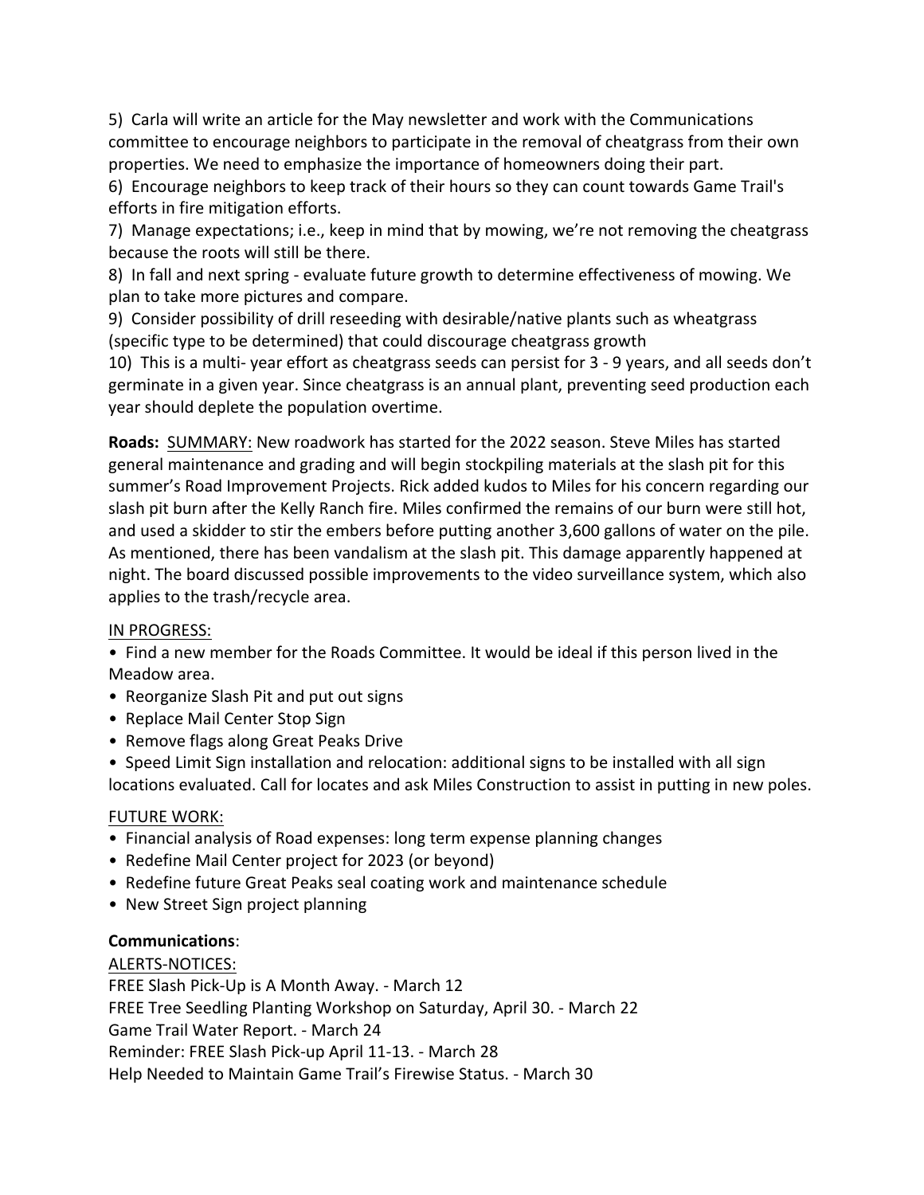5) Carla will write an article for the May newsletter and work with the Communications committee to encourage neighbors to participate in the removal of cheatgrass from their own properties. We need to emphasize the importance of homeowners doing their part.

6) Encourage neighbors to keep track of their hours so they can count towards Game Trail's efforts in fire mitigation efforts.

7) Manage expectations; i.e., keep in mind that by mowing, we're not removing the cheatgrass because the roots will still be there.

8) In fall and next spring - evaluate future growth to determine effectiveness of mowing. We plan to take more pictures and compare.

9) Consider possibility of drill reseeding with desirable/native plants such as wheatgrass (specific type to be determined) that could discourage cheatgrass growth

10) This is a multi- year effort as cheatgrass seeds can persist for 3 - 9 years, and all seeds don't germinate in a given year. Since cheatgrass is an annual plant, preventing seed production each year should deplete the population overtime.

**Roads:** <u>SUMMARY:</u> New roadwork has started for the 2022 season. Steve Miles has started general maintenance and grading and will begin stockpiling materials at the slash pit for this summer's Road Improvement Projects. Rick added kudos to Miles for his concern regarding our slash pit burn after the Kelly Ranch fire. Miles confirmed the remains of our burn were still hot, and used a skidder to stir the embers before putting another 3,600 gallons of water on the pile. As mentioned, there has been vandalism at the slash pit. This damage apparently happened at night. The board discussed possible improvements to the video surveillance system, which also applies to the trash/recycle area.

<u>IN PROGRESS:</u>

- Find a new member for the Roads Committee. It would be ideal if this person lived in the Meadow area.
- Reorganize Slash Pit and put out signs
- Replace Mail Center Stop Sign
- Remove flags along Great Peaks Drive
- Speed Limit Sign installation and relocation: additional signs to be installed with all sign locations evaluated. Call for locates and ask Miles Construction to assist in putting in new poles.

<u>FUTURE WORK:</u>

- Financial analysis of Road expenses: long term expense planning changes
- Redefine Mail Center project for 2023 (or beyond)
- Redefine future Great Peaks seal coating work and maintenance schedule
- New Street Sign project planning

**Communications**:

<u>ALERTS-NOTICES:</u>

FREE Slash Pick-Up is A Month Away. - March 12
FREE Tree Seedling Planting Workshop on Saturday, April 30. - March 22
Game Trail Water Report. - March 24
Reminder: FREE Slash Pick-up April 11-13. - March 28
Help Needed to Maintain Game Trail's Firewise Status. - March 30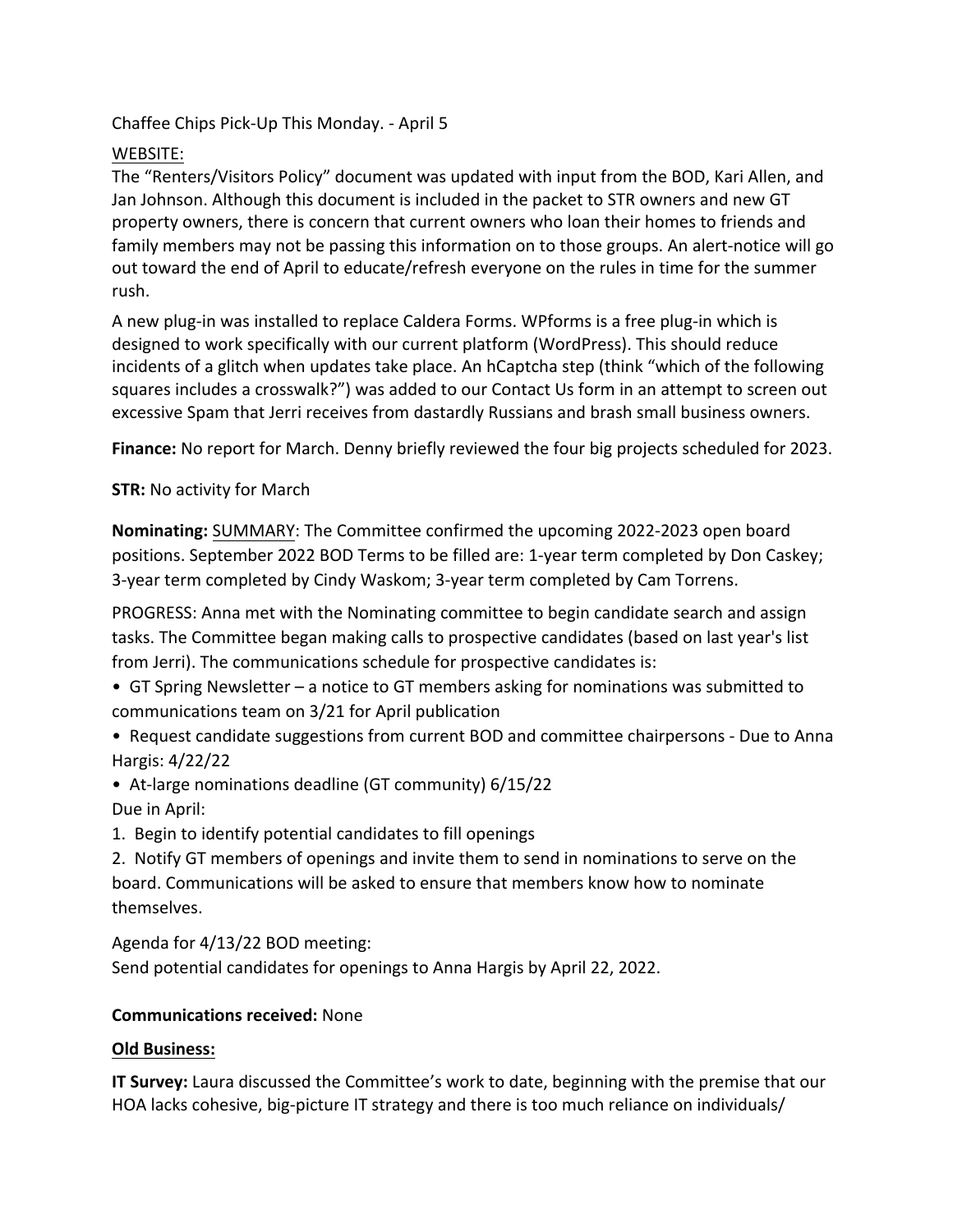Chaffee Chips Pick-Up This Monday. - April 5

WEBSITE:

The "Renters/Visitors Policy" document was updated with input from the BOD, Kari Allen, and Jan Johnson. Although this document is included in the packet to STR owners and new GT property owners, there is concern that current owners who loan their homes to friends and family members may not be passing this information on to those groups. An alert-notice will go out toward the end of April to educate/refresh everyone on the rules in time for the summer rush.

A new plug-in was installed to replace Caldera Forms. WPforms is a free plug-in which is designed to work specifically with our current platform (WordPress). This should reduce incidents of a glitch when updates take place. An hCaptcha step (think "which of the following squares includes a crosswalk?") was added to our Contact Us form in an attempt to screen out excessive Spam that Jerri receives from dastardly Russians and brash small business owners.

**Finance:** No report for March. Denny briefly reviewed the four big projects scheduled for 2023.

**STR:** No activity for March

**Nominating:** SUMMARY: The Committee confirmed the upcoming 2022-2023 open board positions. September 2022 BOD Terms to be filled are: 1-year term completed by Don Caskey; 3-year term completed by Cindy Waskom; 3-year term completed by Cam Torrens.

PROGRESS: Anna met with the Nominating committee to begin candidate search and assign tasks. The Committee began making calls to prospective candidates (based on last year's list from Jerri). The communications schedule for prospective candidates is:

- GT Spring Newsletter – a notice to GT members asking for nominations was submitted to communications team on 3/21 for April publication
- Request candidate suggestions from current BOD and committee chairpersons - Due to Anna Hargis: 4/22/22
- At-large nominations deadline (GT community) 6/15/22

Due in April:

1. Begin to identify potential candidates to fill openings
2. Notify GT members of openings and invite them to send in nominations to serve on the board. Communications will be asked to ensure that members know how to nominate themselves.

Agenda for 4/13/22 BOD meeting:
Send potential candidates for openings to Anna Hargis by April 22, 2022.

**Communications received:** None

**Old Business:**

**IT Survey:** Laura discussed the Committee's work to date, beginning with the premise that our HOA lacks cohesive, big-picture IT strategy and there is too much reliance on individuals/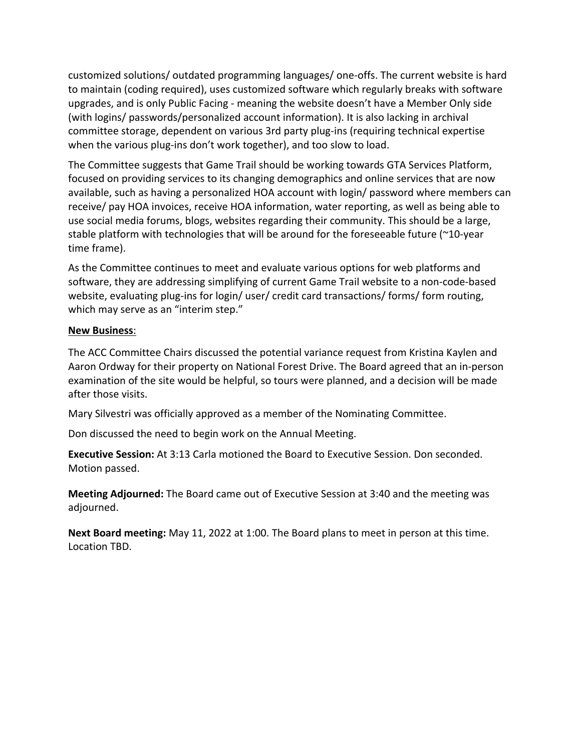customized solutions/ outdated programming languages/ one-offs. The current website is hard to maintain (coding required), uses customized software which regularly breaks with software upgrades, and is only Public Facing - meaning the website doesn't have a Member Only side (with logins/ passwords/personalized account information). It is also lacking in archival committee storage, dependent on various 3rd party plug-ins (requiring technical expertise when the various plug-ins don't work together), and too slow to load.

The Committee suggests that Game Trail should be working towards GTA Services Platform, focused on providing services to its changing demographics and online services that are now available, such as having a personalized HOA account with login/ password where members can receive/ pay HOA invoices, receive HOA information, water reporting, as well as being able to use social media forums, blogs, websites regarding their community. This should be a large, stable platform with technologies that will be around for the foreseeable future (~10-year time frame).

As the Committee continues to meet and evaluate various options for web platforms and software, they are addressing simplifying of current Game Trail website to a non-code-based website, evaluating plug-ins for login/ user/ credit card transactions/ forms/ form routing, which may serve as an "interim step."

**New Business**:

The ACC Committee Chairs discussed the potential variance request from Kristina Kaylen and Aaron Ordway for their property on National Forest Drive. The Board agreed that an in-person examination of the site would be helpful, so tours were planned, and a decision will be made after those visits.

Mary Silvestri was officially approved as a member of the Nominating Committee.

Don discussed the need to begin work on the Annual Meeting.

**Executive Session:** At 3:13 Carla motioned the Board to Executive Session. Don seconded. Motion passed.

**Meeting Adjourned:** The Board came out of Executive Session at 3:40 and the meeting was adjourned.

**Next Board meeting:** May 11, 2022 at 1:00. The Board plans to meet in person at this time. Location TBD.